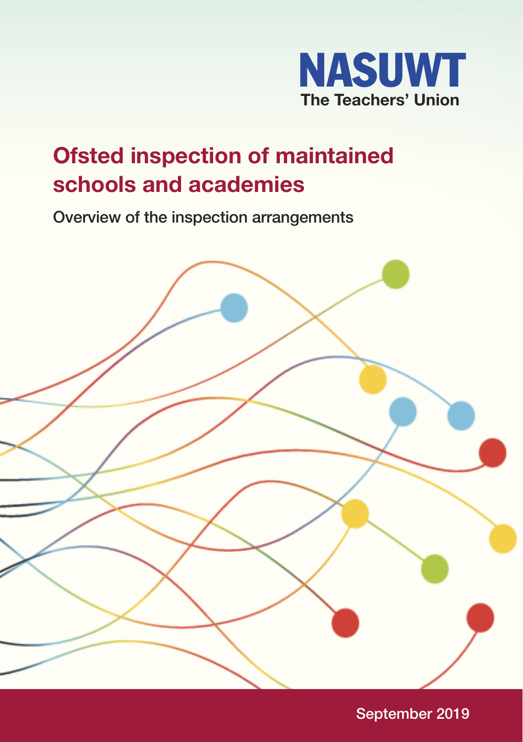NASUWT
The Teachers' Union

# Ofsted inspection of maintained schools and academies

## Overview of the inspection arrangements

September 2019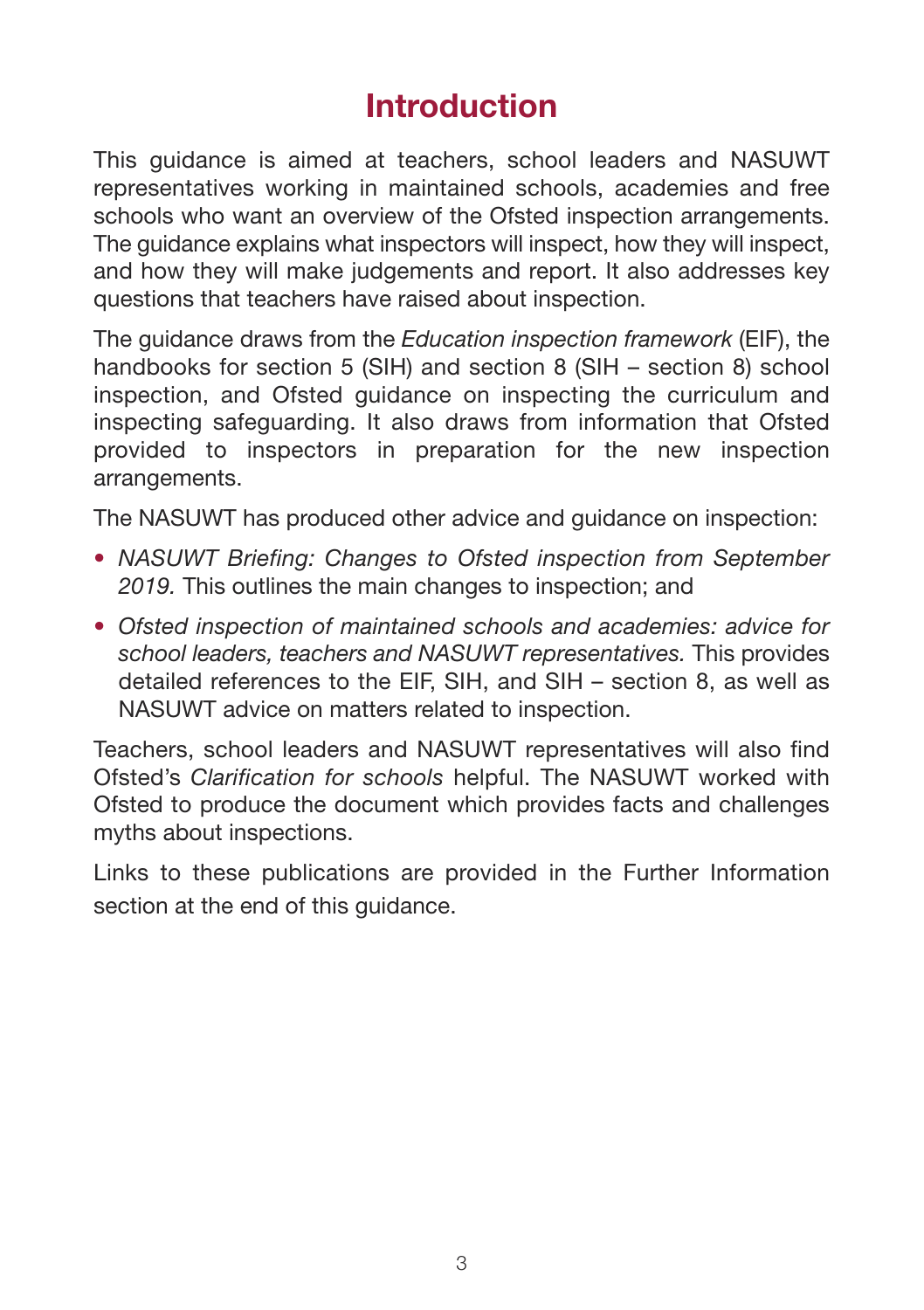# Introduction

This guidance is aimed at teachers, school leaders and NASUWT representatives working in maintained schools, academies and free schools who want an overview of the Ofsted inspection arrangements. The guidance explains what inspectors will inspect, how they will inspect, and how they will make judgements and report. It also addresses key questions that teachers have raised about inspection.

The guidance draws from the *Education inspection framework* (EIF), the handbooks for section 5 (SIH) and section 8 (SIH – section 8) school inspection, and Ofsted guidance on inspecting the curriculum and inspecting safeguarding. It also draws from information that Ofsted provided to inspectors in preparation for the new inspection arrangements.

The NASUWT has produced other advice and guidance on inspection:

- *NASUWT Briefing: Changes to Ofsted inspection from September 2019.* This outlines the main changes to inspection; and
- *Ofsted inspection of maintained schools and academies: advice for school leaders, teachers and NASUWT representatives.* This provides detailed references to the EIF, SIH, and SIH – section 8, as well as NASUWT advice on matters related to inspection.

Teachers, school leaders and NASUWT representatives will also find Ofsted's *Clarification for schools* helpful. The NASUWT worked with Ofsted to produce the document which provides facts and challenges myths about inspections.

Links to these publications are provided in the Further Information section at the end of this guidance.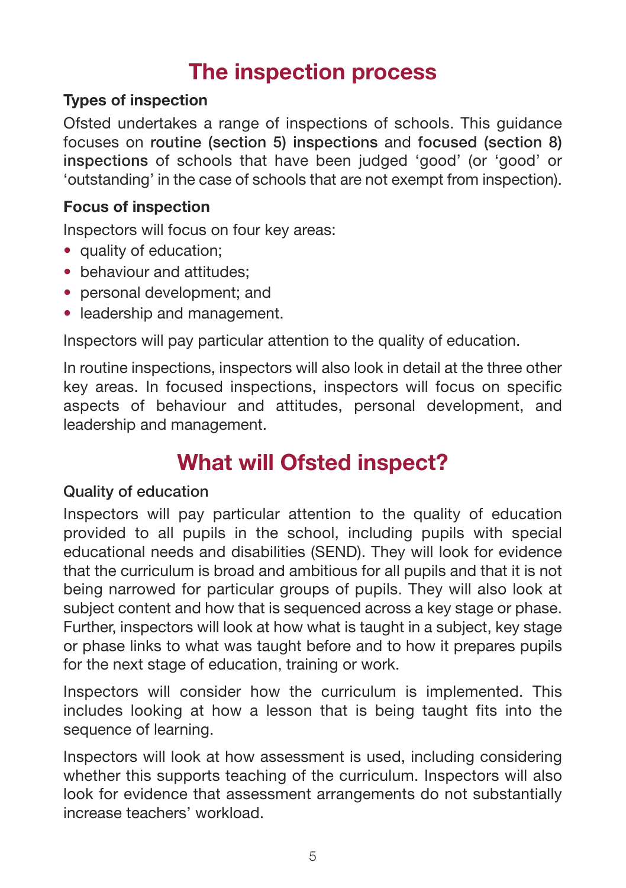# The inspection process

### Types of inspection

Ofsted undertakes a range of inspections of schools. This guidance focuses on **routine (section 5) inspections** and **focused (section 8) inspections** of schools that have been judged 'good' (or 'good' or 'outstanding' in the case of schools that are not exempt from inspection).

### Focus of inspection

Inspectors will focus on four key areas:

- quality of education;
- behaviour and attitudes;
- personal development; and
- leadership and management.

Inspectors will pay particular attention to the quality of education.

In routine inspections, inspectors will also look in detail at the three other key areas. In focused inspections, inspectors will focus on specific aspects of behaviour and attitudes, personal development, and leadership and management.

# What will Ofsted inspect?

### Quality of education

Inspectors will pay particular attention to the quality of education provided to all pupils in the school, including pupils with special educational needs and disabilities (SEND). They will look for evidence that the curriculum is broad and ambitious for all pupils and that it is not being narrowed for particular groups of pupils. They will also look at subject content and how that is sequenced across a key stage or phase. Further, inspectors will look at how what is taught in a subject, key stage or phase links to what was taught before and to how it prepares pupils for the next stage of education, training or work.

Inspectors will consider how the curriculum is implemented. This includes looking at how a lesson that is being taught fits into the sequence of learning.

Inspectors will look at how assessment is used, including considering whether this supports teaching of the curriculum. Inspectors will also look for evidence that assessment arrangements do not substantially increase teachers' workload.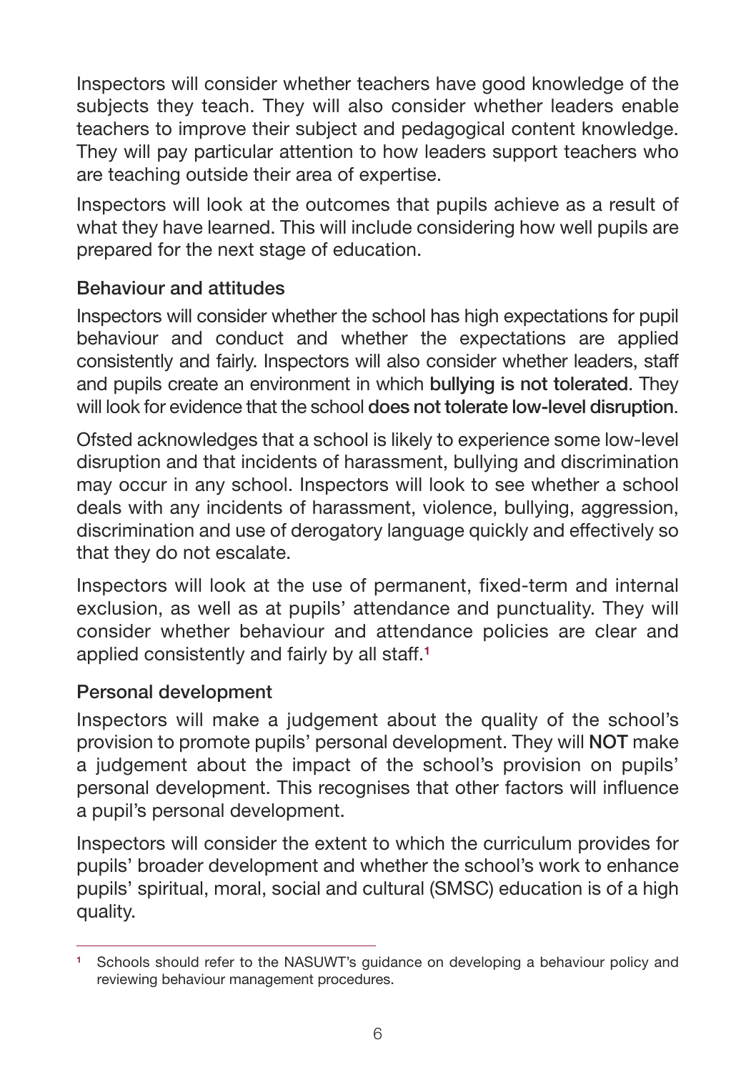Inspectors will consider whether teachers have good knowledge of the subjects they teach. They will also consider whether leaders enable teachers to improve their subject and pedagogical content knowledge. They will pay particular attention to how leaders support teachers who are teaching outside their area of expertise.

Inspectors will look at the outcomes that pupils achieve as a result of what they have learned. This will include considering how well pupils are prepared for the next stage of education.

### Behaviour and attitudes

Inspectors will consider whether the school has high expectations for pupil behaviour and conduct and whether the expectations are applied consistently and fairly. Inspectors will also consider whether leaders, staff and pupils create an environment in which **bullying is not tolerated**. They will look for evidence that the school **does not tolerate low-level disruption**.

Ofsted acknowledges that a school is likely to experience some low-level disruption and that incidents of harassment, bullying and discrimination may occur in any school. Inspectors will look to see whether a school deals with any incidents of harassment, violence, bullying, aggression, discrimination and use of derogatory language quickly and effectively so that they do not escalate.

Inspectors will look at the use of permanent, fixed-term and internal exclusion, as well as at pupils' attendance and punctuality. They will consider whether behaviour and attendance policies are clear and applied consistently and fairly by all staff.[1]

### Personal development

Inspectors will make a judgement about the quality of the school's provision to promote pupils' personal development. They will **NOT** make a judgement about the impact of the school's provision on pupils' personal development. This recognises that other factors will influence a pupil's personal development.

Inspectors will consider the extent to which the curriculum provides for pupils' broader development and whether the school's work to enhance pupils' spiritual, moral, social and cultural (SMSC) education is of a high quality.

---

[1] Schools should refer to the NASUWT's guidance on developing a behaviour policy and reviewing behaviour management procedures.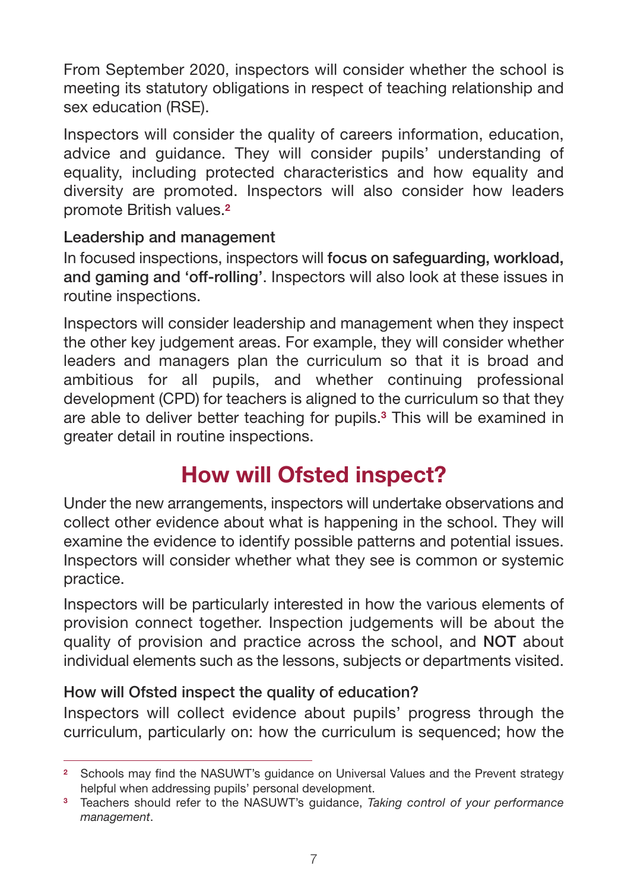From September 2020, inspectors will consider whether the school is meeting its statutory obligations in respect of teaching relationship and sex education (RSE).

Inspectors will consider the quality of careers information, education, advice and guidance. They will consider pupils' understanding of equality, including protected characteristics and how equality and diversity are promoted. Inspectors will also consider how leaders promote British values.[2]

**Leadership and management**

In focused inspections, inspectors will **focus on safeguarding, workload, and gaming and 'off-rolling'**. Inspectors will also look at these issues in routine inspections.

Inspectors will consider leadership and management when they inspect the other key judgement areas. For example, they will consider whether leaders and managers plan the curriculum so that it is broad and ambitious for all pupils, and whether continuing professional development (CPD) for teachers is aligned to the curriculum so that they are able to deliver better teaching for pupils.[3] This will be examined in greater detail in routine inspections.

## How will Ofsted inspect?

Under the new arrangements, inspectors will undertake observations and collect other evidence about what is happening in the school. They will examine the evidence to identify possible patterns and potential issues. Inspectors will consider whether what they see is common or systemic practice.

Inspectors will be particularly interested in how the various elements of provision connect together. Inspection judgements will be about the quality of provision and practice across the school, and **NOT** about individual elements such as the lessons, subjects or departments visited.

**How will Ofsted inspect the quality of education?**

Inspectors will collect evidence about pupils' progress through the curriculum, particularly on: how the curriculum is sequenced; how the

---

[2] Schools may find the NASUWT's guidance on Universal Values and the Prevent strategy helpful when addressing pupils' personal development.

[3] Teachers should refer to the NASUWT's guidance, *Taking control of your performance management*.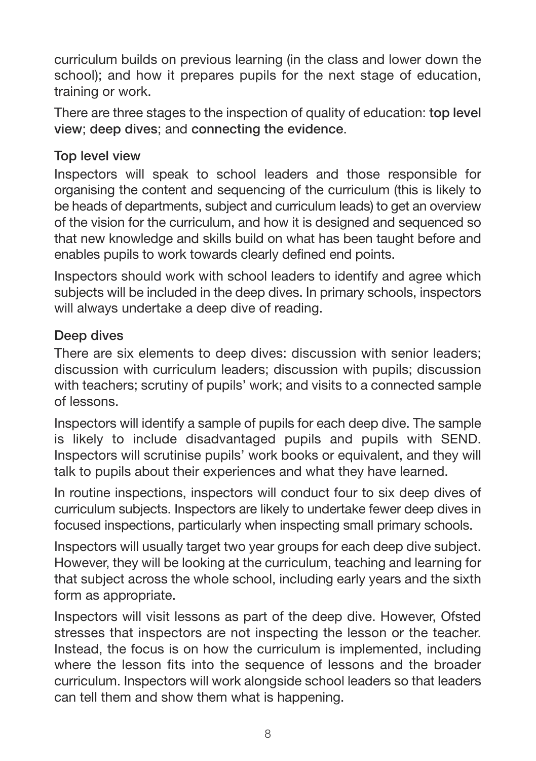curriculum builds on previous learning (in the class and lower down the school); and how it prepares pupils for the next stage of education, training or work.

There are three stages to the inspection of quality of education: **top level view**; **deep dives**; and **connecting the evidence**.

### Top level view

Inspectors will speak to school leaders and those responsible for organising the content and sequencing of the curriculum (this is likely to be heads of departments, subject and curriculum leads) to get an overview of the vision for the curriculum, and how it is designed and sequenced so that new knowledge and skills build on what has been taught before and enables pupils to work towards clearly defined end points.

Inspectors should work with school leaders to identify and agree which subjects will be included in the deep dives. In primary schools, inspectors will always undertake a deep dive of reading.

### Deep dives

There are six elements to deep dives: discussion with senior leaders; discussion with curriculum leaders; discussion with pupils; discussion with teachers; scrutiny of pupils' work; and visits to a connected sample of lessons.

Inspectors will identify a sample of pupils for each deep dive. The sample is likely to include disadvantaged pupils and pupils with SEND. Inspectors will scrutinise pupils' work books or equivalent, and they will talk to pupils about their experiences and what they have learned.

In routine inspections, inspectors will conduct four to six deep dives of curriculum subjects. Inspectors are likely to undertake fewer deep dives in focused inspections, particularly when inspecting small primary schools.

Inspectors will usually target two year groups for each deep dive subject. However, they will be looking at the curriculum, teaching and learning for that subject across the whole school, including early years and the sixth form as appropriate.

Inspectors will visit lessons as part of the deep dive. However, Ofsted stresses that inspectors are not inspecting the lesson or the teacher. Instead, the focus is on how the curriculum is implemented, including where the lesson fits into the sequence of lessons and the broader curriculum. Inspectors will work alongside school leaders so that leaders can tell them and show them what is happening.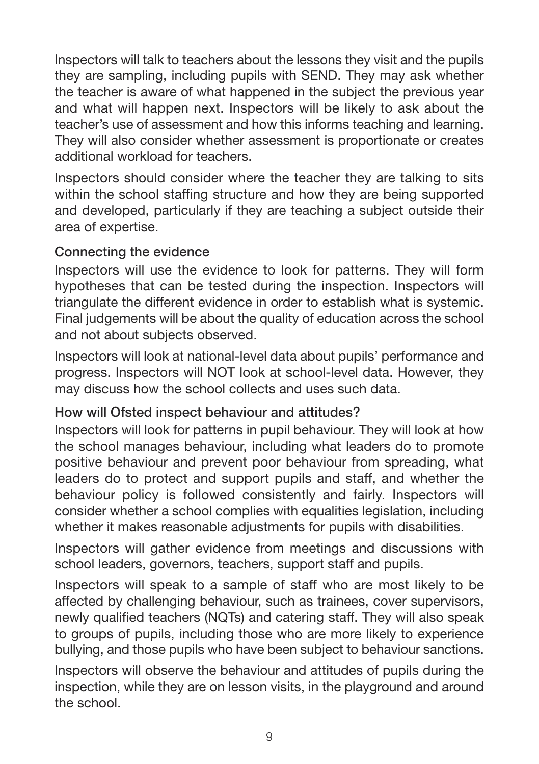Inspectors will talk to teachers about the lessons they visit and the pupils they are sampling, including pupils with SEND. They may ask whether the teacher is aware of what happened in the subject the previous year and what will happen next. Inspectors will be likely to ask about the teacher's use of assessment and how this informs teaching and learning. They will also consider whether assessment is proportionate or creates additional workload for teachers.

Inspectors should consider where the teacher they are talking to sits within the school staffing structure and how they are being supported and developed, particularly if they are teaching a subject outside their area of expertise.

### Connecting the evidence

Inspectors will use the evidence to look for patterns. They will form hypotheses that can be tested during the inspection. Inspectors will triangulate the different evidence in order to establish what is systemic. Final judgements will be about the quality of education across the school and not about subjects observed.

Inspectors will look at national-level data about pupils' performance and progress. Inspectors will NOT look at school-level data. However, they may discuss how the school collects and uses such data.

### How will Ofsted inspect behaviour and attitudes?

Inspectors will look for patterns in pupil behaviour. They will look at how the school manages behaviour, including what leaders do to promote positive behaviour and prevent poor behaviour from spreading, what leaders do to protect and support pupils and staff, and whether the behaviour policy is followed consistently and fairly. Inspectors will consider whether a school complies with equalities legislation, including whether it makes reasonable adjustments for pupils with disabilities.

Inspectors will gather evidence from meetings and discussions with school leaders, governors, teachers, support staff and pupils.

Inspectors will speak to a sample of staff who are most likely to be affected by challenging behaviour, such as trainees, cover supervisors, newly qualified teachers (NQTs) and catering staff. They will also speak to groups of pupils, including those who are more likely to experience bullying, and those pupils who have been subject to behaviour sanctions.

Inspectors will observe the behaviour and attitudes of pupils during the inspection, while they are on lesson visits, in the playground and around the school.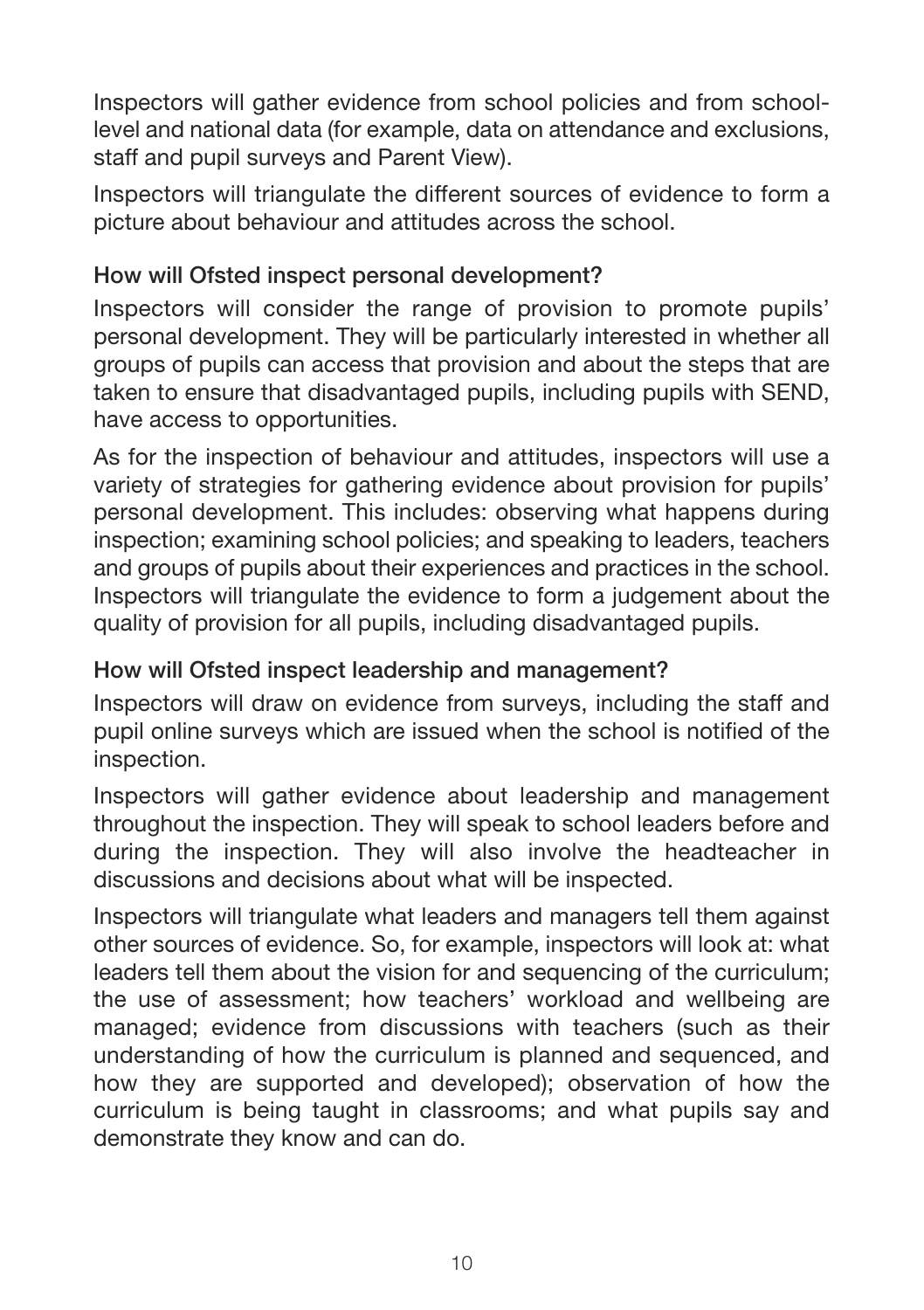Inspectors will gather evidence from school policies and from school-level and national data (for example, data on attendance and exclusions, staff and pupil surveys and Parent View).

Inspectors will triangulate the different sources of evidence to form a picture about behaviour and attitudes across the school.

### How will Ofsted inspect personal development?

Inspectors will consider the range of provision to promote pupils' personal development. They will be particularly interested in whether all groups of pupils can access that provision and about the steps that are taken to ensure that disadvantaged pupils, including pupils with SEND, have access to opportunities.

As for the inspection of behaviour and attitudes, inspectors will use a variety of strategies for gathering evidence about provision for pupils' personal development. This includes: observing what happens during inspection; examining school policies; and speaking to leaders, teachers and groups of pupils about their experiences and practices in the school. Inspectors will triangulate the evidence to form a judgement about the quality of provision for all pupils, including disadvantaged pupils.

### How will Ofsted inspect leadership and management?

Inspectors will draw on evidence from surveys, including the staff and pupil online surveys which are issued when the school is notified of the inspection.

Inspectors will gather evidence about leadership and management throughout the inspection. They will speak to school leaders before and during the inspection. They will also involve the headteacher in discussions and decisions about what will be inspected.

Inspectors will triangulate what leaders and managers tell them against other sources of evidence. So, for example, inspectors will look at: what leaders tell them about the vision for and sequencing of the curriculum; the use of assessment; how teachers' workload and wellbeing are managed; evidence from discussions with teachers (such as their understanding of how the curriculum is planned and sequenced, and how they are supported and developed); observation of how the curriculum is being taught in classrooms; and what pupils say and demonstrate they know and can do.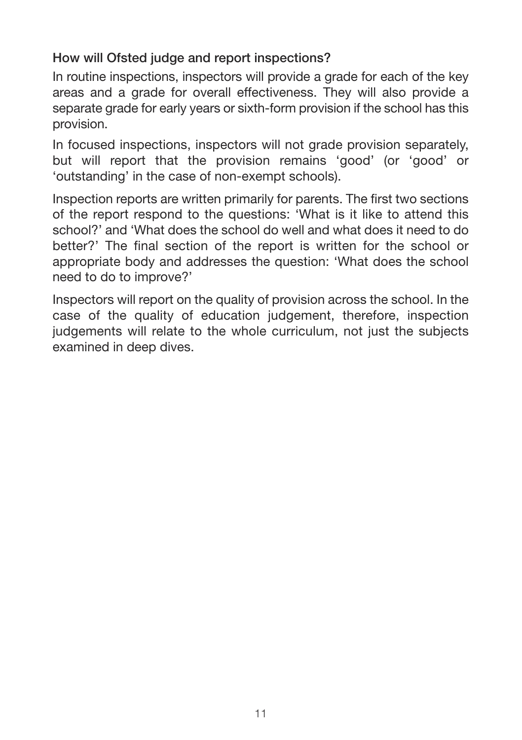### How will Ofsted judge and report inspections?

In routine inspections, inspectors will provide a grade for each of the key areas and a grade for overall effectiveness. They will also provide a separate grade for early years or sixth-form provision if the school has this provision.

In focused inspections, inspectors will not grade provision separately, but will report that the provision remains 'good' (or 'good' or 'outstanding' in the case of non-exempt schools).

Inspection reports are written primarily for parents. The first two sections of the report respond to the questions: 'What is it like to attend this school?' and 'What does the school do well and what does it need to do better?' The final section of the report is written for the school or appropriate body and addresses the question: 'What does the school need to do to improve?'

Inspectors will report on the quality of provision across the school. In the case of the quality of education judgement, therefore, inspection judgements will relate to the whole curriculum, not just the subjects examined in deep dives.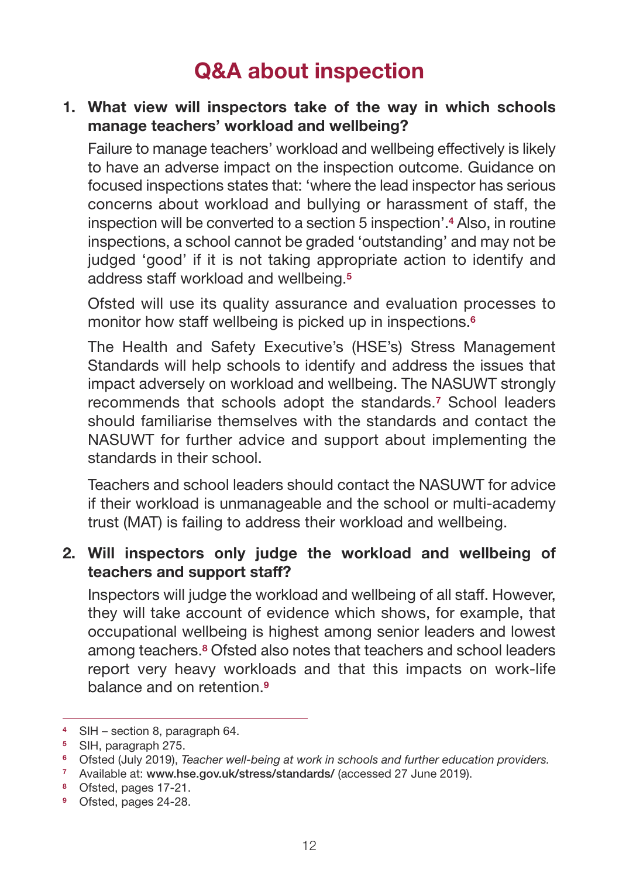# Q&A about inspection

**1. What view will inspectors take of the way in which schools manage teachers' workload and wellbeing?**

Failure to manage teachers' workload and wellbeing effectively is likely to have an adverse impact on the inspection outcome. Guidance on focused inspections states that: 'where the lead inspector has serious concerns about workload and bullying or harassment of staff, the inspection will be converted to a section 5 inspection'.[4] Also, in routine inspections, a school cannot be graded 'outstanding' and may not be judged 'good' if it is not taking appropriate action to identify and address staff workload and wellbeing.[5]

Ofsted will use its quality assurance and evaluation processes to monitor how staff wellbeing is picked up in inspections.[6]

The Health and Safety Executive's (HSE's) Stress Management Standards will help schools to identify and address the issues that impact adversely on workload and wellbeing. The NASUWT strongly recommends that schools adopt the standards.[7] School leaders should familiarise themselves with the standards and contact the NASUWT for further advice and support about implementing the standards in their school.

Teachers and school leaders should contact the NASUWT for advice if their workload is unmanageable and the school or multi-academy trust (MAT) is failing to address their workload and wellbeing.

**2. Will inspectors only judge the workload and wellbeing of teachers and support staff?**

Inspectors will judge the workload and wellbeing of all staff. However, they will take account of evidence which shows, for example, that occupational wellbeing is highest among senior leaders and lowest among teachers.[8] Ofsted also notes that teachers and school leaders report very heavy workloads and that this impacts on work-life balance and on retention.[9]

---

[4] SIH – section 8, paragraph 64.
[5] SIH, paragraph 275.
[6] Ofsted (July 2019), *Teacher well-being at work in schools and further education providers.*
[7] Available at: **www.hse.gov.uk/stress/standards/** (accessed 27 June 2019).
[8] Ofsted, pages 17-21.
[9] Ofsted, pages 24-28.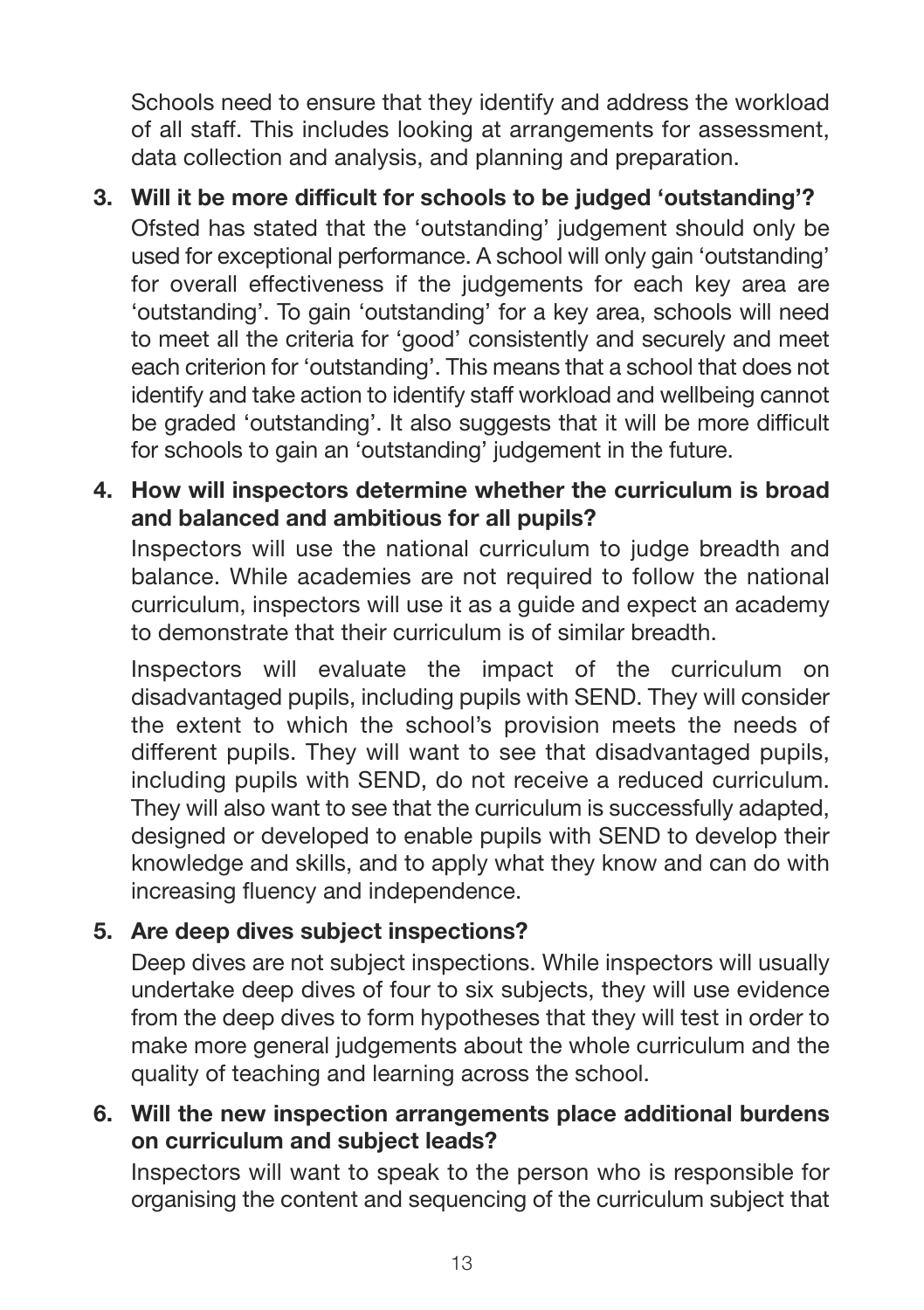Schools need to ensure that they identify and address the workload of all staff. This includes looking at arrangements for assessment, data collection and analysis, and planning and preparation.

3. **Will it be more difficult for schools to be judged 'outstanding'?**

   Ofsted has stated that the 'outstanding' judgement should only be used for exceptional performance. A school will only gain 'outstanding' for overall effectiveness if the judgements for each key area are 'outstanding'. To gain 'outstanding' for a key area, schools will need to meet all the criteria for 'good' consistently and securely and meet each criterion for 'outstanding'. This means that a school that does not identify and take action to identify staff workload and wellbeing cannot be graded 'outstanding'. It also suggests that it will be more difficult for schools to gain an 'outstanding' judgement in the future.

4. **How will inspectors determine whether the curriculum is broad and balanced and ambitious for all pupils?**

   Inspectors will use the national curriculum to judge breadth and balance. While academies are not required to follow the national curriculum, inspectors will use it as a guide and expect an academy to demonstrate that their curriculum is of similar breadth.

   Inspectors will evaluate the impact of the curriculum on disadvantaged pupils, including pupils with SEND. They will consider the extent to which the school's provision meets the needs of different pupils. They will want to see that disadvantaged pupils, including pupils with SEND, do not receive a reduced curriculum. They will also want to see that the curriculum is successfully adapted, designed or developed to enable pupils with SEND to develop their knowledge and skills, and to apply what they know and can do with increasing fluency and independence.

5. **Are deep dives subject inspections?**

   Deep dives are not subject inspections. While inspectors will usually undertake deep dives of four to six subjects, they will use evidence from the deep dives to form hypotheses that they will test in order to make more general judgements about the whole curriculum and the quality of teaching and learning across the school.

6. **Will the new inspection arrangements place additional burdens on curriculum and subject leads?**

   Inspectors will want to speak to the person who is responsible for organising the content and sequencing of the curriculum subject that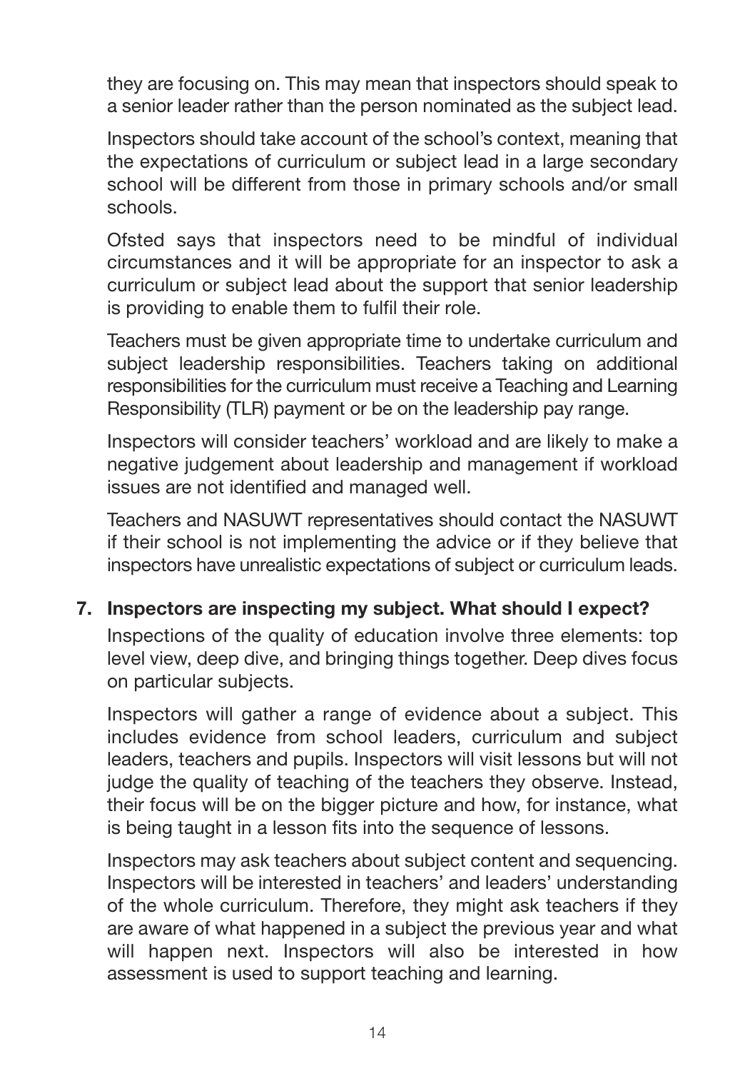they are focusing on. This may mean that inspectors should speak to a senior leader rather than the person nominated as the subject lead.

Inspectors should take account of the school's context, meaning that the expectations of curriculum or subject lead in a large secondary school will be different from those in primary schools and/or small schools.

Ofsted says that inspectors need to be mindful of individual circumstances and it will be appropriate for an inspector to ask a curriculum or subject lead about the support that senior leadership is providing to enable them to fulfil their role.

Teachers must be given appropriate time to undertake curriculum and subject leadership responsibilities. Teachers taking on additional responsibilities for the curriculum must receive a Teaching and Learning Responsibility (TLR) payment or be on the leadership pay range.

Inspectors will consider teachers' workload and are likely to make a negative judgement about leadership and management if workload issues are not identified and managed well.

Teachers and NASUWT representatives should contact the NASUWT if their school is not implementing the advice or if they believe that inspectors have unrealistic expectations of subject or curriculum leads.

**7. Inspectors are inspecting my subject. What should I expect?**

Inspections of the quality of education involve three elements: top level view, deep dive, and bringing things together. Deep dives focus on particular subjects.

Inspectors will gather a range of evidence about a subject. This includes evidence from school leaders, curriculum and subject leaders, teachers and pupils. Inspectors will visit lessons but will not judge the quality of teaching of the teachers they observe. Instead, their focus will be on the bigger picture and how, for instance, what is being taught in a lesson fits into the sequence of lessons.

Inspectors may ask teachers about subject content and sequencing. Inspectors will be interested in teachers' and leaders' understanding of the whole curriculum. Therefore, they might ask teachers if they are aware of what happened in a subject the previous year and what will happen next. Inspectors will also be interested in how assessment is used to support teaching and learning.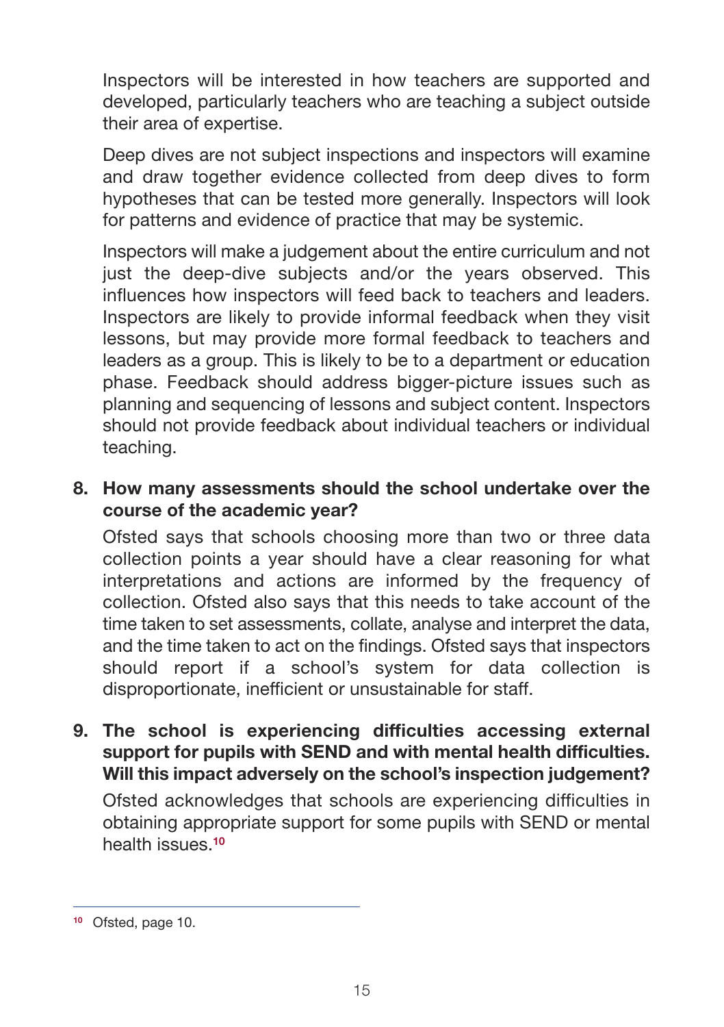Inspectors will be interested in how teachers are supported and developed, particularly teachers who are teaching a subject outside their area of expertise.

Deep dives are not subject inspections and inspectors will examine and draw together evidence collected from deep dives to form hypotheses that can be tested more generally. Inspectors will look for patterns and evidence of practice that may be systemic.

Inspectors will make a judgement about the entire curriculum and not just the deep-dive subjects and/or the years observed. This influences how inspectors will feed back to teachers and leaders. Inspectors are likely to provide informal feedback when they visit lessons, but may provide more formal feedback to teachers and leaders as a group. This is likely to be to a department or education phase. Feedback should address bigger-picture issues such as planning and sequencing of lessons and subject content. Inspectors should not provide feedback about individual teachers or individual teaching.

8. **How many assessments should the school undertake over the course of the academic year?**

   Ofsted says that schools choosing more than two or three data collection points a year should have a clear reasoning for what interpretations and actions are informed by the frequency of collection. Ofsted also says that this needs to take account of the time taken to set assessments, collate, analyse and interpret the data, and the time taken to act on the findings. Ofsted says that inspectors should report if a school's system for data collection is disproportionate, inefficient or unsustainable for staff.

9. **The school is experiencing difficulties accessing external support for pupils with SEND and with mental health difficulties. Will this impact adversely on the school's inspection judgement?**

   Ofsted acknowledges that schools are experiencing difficulties in obtaining appropriate support for some pupils with SEND or mental health issues.[10]

---

[10] Ofsted, page 10.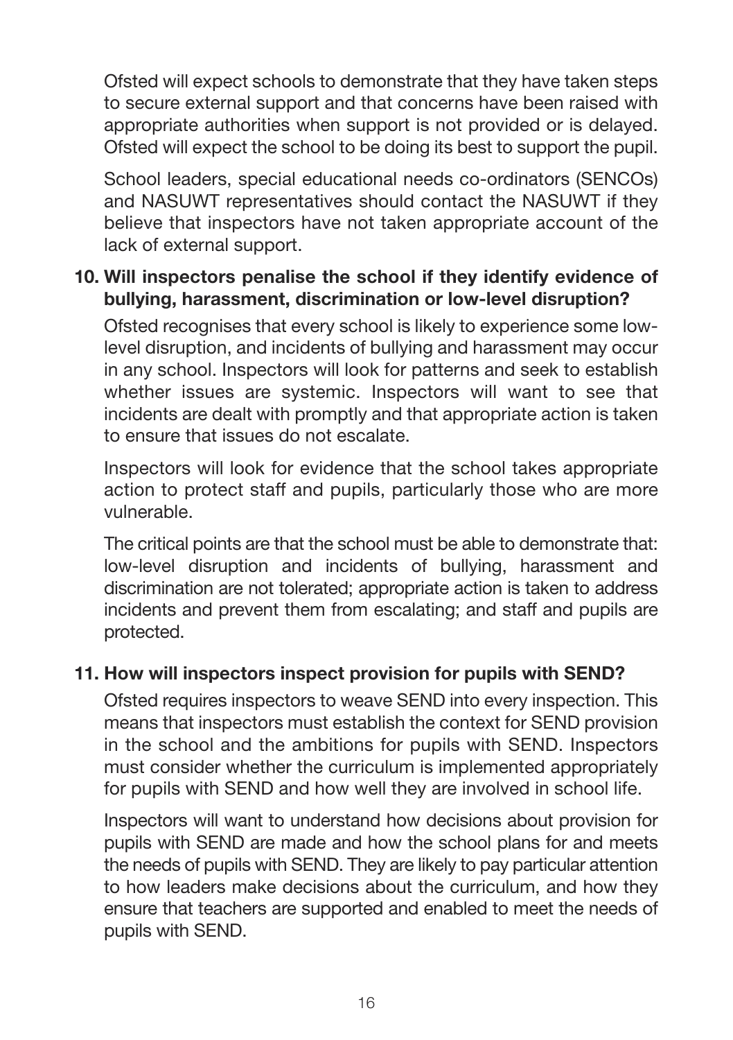Ofsted will expect schools to demonstrate that they have taken steps to secure external support and that concerns have been raised with appropriate authorities when support is not provided or is delayed. Ofsted will expect the school to be doing its best to support the pupil.

School leaders, special educational needs co-ordinators (SENCOs) and NASUWT representatives should contact the NASUWT if they believe that inspectors have not taken appropriate account of the lack of external support.

**10. Will inspectors penalise the school if they identify evidence of bullying, harassment, discrimination or low-level disruption?**

Ofsted recognises that every school is likely to experience some low-level disruption, and incidents of bullying and harassment may occur in any school. Inspectors will look for patterns and seek to establish whether issues are systemic. Inspectors will want to see that incidents are dealt with promptly and that appropriate action is taken to ensure that issues do not escalate.

Inspectors will look for evidence that the school takes appropriate action to protect staff and pupils, particularly those who are more vulnerable.

The critical points are that the school must be able to demonstrate that: low-level disruption and incidents of bullying, harassment and discrimination are not tolerated; appropriate action is taken to address incidents and prevent them from escalating; and staff and pupils are protected.

**11. How will inspectors inspect provision for pupils with SEND?**

Ofsted requires inspectors to weave SEND into every inspection. This means that inspectors must establish the context for SEND provision in the school and the ambitions for pupils with SEND. Inspectors must consider whether the curriculum is implemented appropriately for pupils with SEND and how well they are involved in school life.

Inspectors will want to understand how decisions about provision for pupils with SEND are made and how the school plans for and meets the needs of pupils with SEND. They are likely to pay particular attention to how leaders make decisions about the curriculum, and how they ensure that teachers are supported and enabled to meet the needs of pupils with SEND.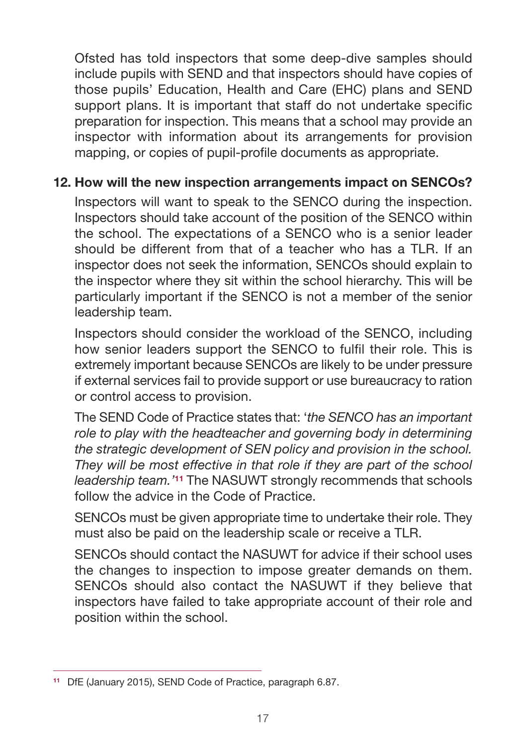Ofsted has told inspectors that some deep-dive samples should include pupils with SEND and that inspectors should have copies of those pupils' Education, Health and Care (EHC) plans and SEND support plans. It is important that staff do not undertake specific preparation for inspection. This means that a school may provide an inspector with information about its arrangements for provision mapping, or copies of pupil-profile documents as appropriate.

### 12. How will the new inspection arrangements impact on SENCOs?

Inspectors will want to speak to the SENCO during the inspection. Inspectors should take account of the position of the SENCO within the school. The expectations of a SENCO who is a senior leader should be different from that of a teacher who has a TLR. If an inspector does not seek the information, SENCOs should explain to the inspector where they sit within the school hierarchy. This will be particularly important if the SENCO is not a member of the senior leadership team.

Inspectors should consider the workload of the SENCO, including how senior leaders support the SENCO to fulfil their role. This is extremely important because SENCOs are likely to be under pressure if external services fail to provide support or use bureaucracy to ration or control access to provision.

The SEND Code of Practice states that: '*the SENCO has an important role to play with the headteacher and governing body in determining the strategic development of SEN policy and provision in the school. They will be most effective in that role if they are part of the school leadership team.*'[11] The NASUWT strongly recommends that schools follow the advice in the Code of Practice.

SENCOs must be given appropriate time to undertake their role. They must also be paid on the leadership scale or receive a TLR.

SENCOs should contact the NASUWT for advice if their school uses the changes to inspection to impose greater demands on them. SENCOs should also contact the NASUWT if they believe that inspectors have failed to take appropriate account of their role and position within the school.

---

[11] DfE (January 2015), SEND Code of Practice, paragraph 6.87.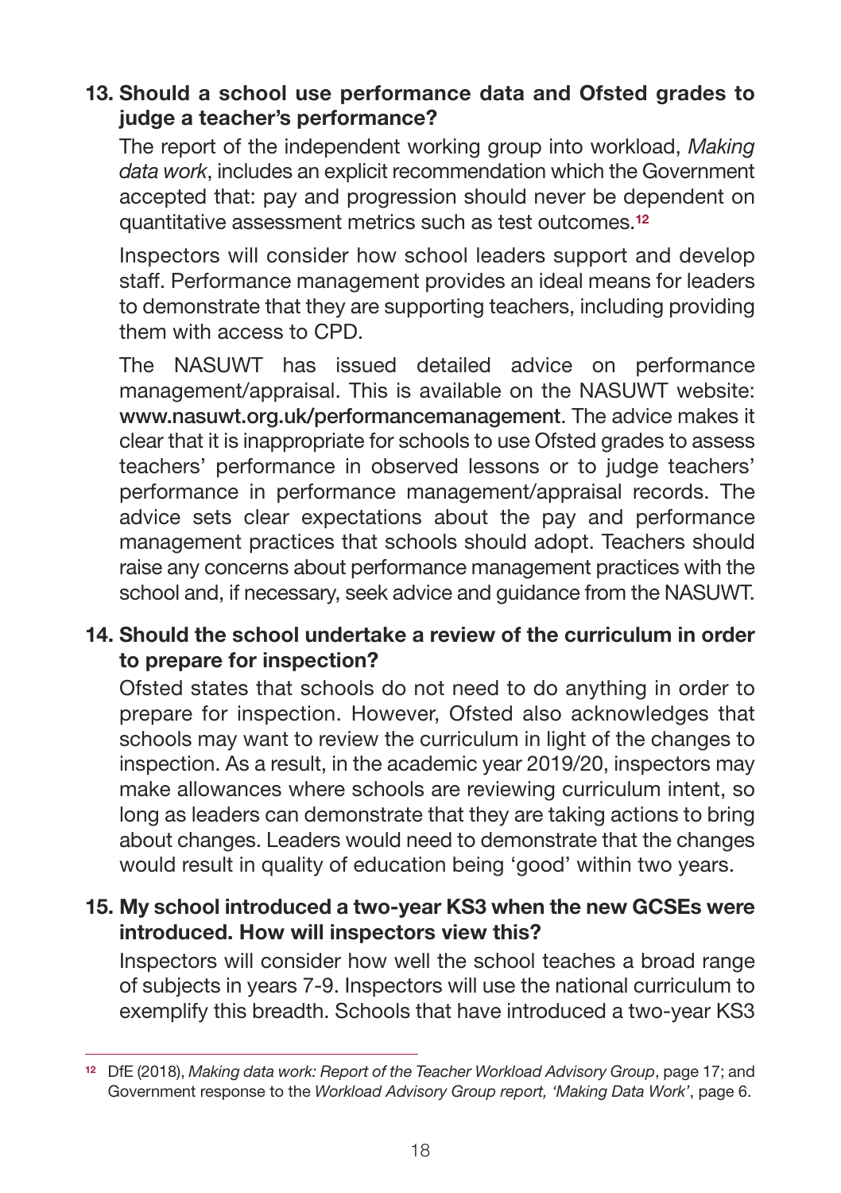**13. Should a school use performance data and Ofsted grades to judge a teacher's performance?**

The report of the independent working group into workload, *Making data work*, includes an explicit recommendation which the Government accepted that: pay and progression should never be dependent on quantitative assessment metrics such as test outcomes.[12]

Inspectors will consider how school leaders support and develop staff. Performance management provides an ideal means for leaders to demonstrate that they are supporting teachers, including providing them with access to CPD.

The NASUWT has issued detailed advice on performance management/appraisal. This is available on the NASUWT website: **www.nasuwt.org.uk/performancemanagement**. The advice makes it clear that it is inappropriate for schools to use Ofsted grades to assess teachers' performance in observed lessons or to judge teachers' performance in performance management/appraisal records. The advice sets clear expectations about the pay and performance management practices that schools should adopt. Teachers should raise any concerns about performance management practices with the school and, if necessary, seek advice and guidance from the NASUWT.

**14. Should the school undertake a review of the curriculum in order to prepare for inspection?**

Ofsted states that schools do not need to do anything in order to prepare for inspection. However, Ofsted also acknowledges that schools may want to review the curriculum in light of the changes to inspection. As a result, in the academic year 2019/20, inspectors may make allowances where schools are reviewing curriculum intent, so long as leaders can demonstrate that they are taking actions to bring about changes. Leaders would need to demonstrate that the changes would result in quality of education being 'good' within two years.

**15. My school introduced a two-year KS3 when the new GCSEs were introduced. How will inspectors view this?**

Inspectors will consider how well the school teaches a broad range of subjects in years 7-9. Inspectors will use the national curriculum to exemplify this breadth. Schools that have introduced a two-year KS3

---

[12] DfE (2018), *Making data work: Report of the Teacher Workload Advisory Group*, page 17; and Government response to the *Workload Advisory Group report, 'Making Data Work'*, page 6.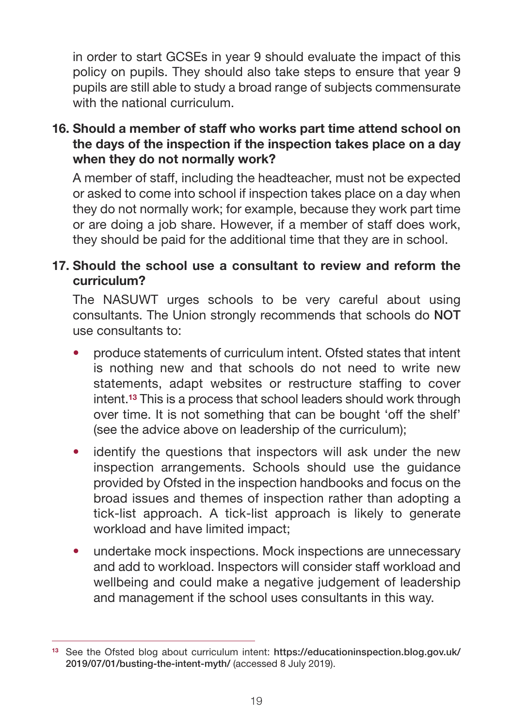in order to start GCSEs in year 9 should evaluate the impact of this policy on pupils. They should also take steps to ensure that year 9 pupils are still able to study a broad range of subjects commensurate with the national curriculum.

**16. Should a member of staff who works part time attend school on the days of the inspection if the inspection takes place on a day when they do not normally work?**

A member of staff, including the headteacher, must not be expected or asked to come into school if inspection takes place on a day when they do not normally work; for example, because they work part time or are doing a job share. However, if a member of staff does work, they should be paid for the additional time that they are in school.

**17. Should the school use a consultant to review and reform the curriculum?**

The NASUWT urges schools to be very careful about using consultants. The Union strongly recommends that schools do NOT use consultants to:

- produce statements of curriculum intent. Ofsted states that intent is nothing new and that schools do not need to write new statements, adapt websites or restructure staffing to cover intent.[13] This is a process that school leaders should work through over time. It is not something that can be bought 'off the shelf' (see the advice above on leadership of the curriculum);
- identify the questions that inspectors will ask under the new inspection arrangements. Schools should use the guidance provided by Ofsted in the inspection handbooks and focus on the broad issues and themes of inspection rather than adopting a tick-list approach. A tick-list approach is likely to generate workload and have limited impact;
- undertake mock inspections. Mock inspections are unnecessary and add to workload. Inspectors will consider staff workload and wellbeing and could make a negative judgement of leadership and management if the school uses consultants in this way.

---

[13] See the Ofsted blog about curriculum intent: **https://educationinspection.blog.gov.uk/2019/07/01/busting-the-intent-myth/** (accessed 8 July 2019).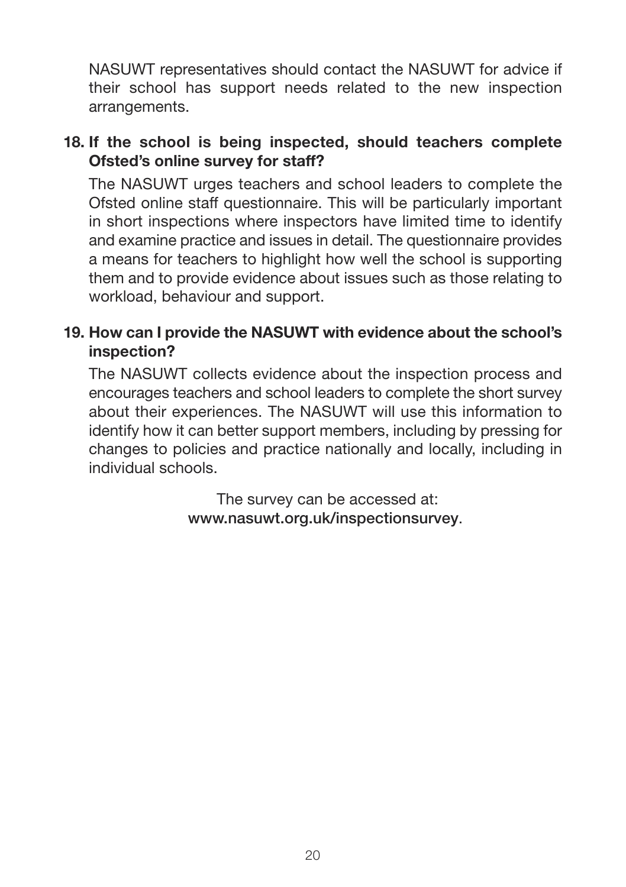NASUWT representatives should contact the NASUWT for advice if their school has support needs related to the new inspection arrangements.

**18. If the school is being inspected, should teachers complete Ofsted's online survey for staff?**

The NASUWT urges teachers and school leaders to complete the Ofsted online staff questionnaire. This will be particularly important in short inspections where inspectors have limited time to identify and examine practice and issues in detail. The questionnaire provides a means for teachers to highlight how well the school is supporting them and to provide evidence about issues such as those relating to workload, behaviour and support.

**19. How can I provide the NASUWT with evidence about the school's inspection?**

The NASUWT collects evidence about the inspection process and encourages teachers and school leaders to complete the short survey about their experiences. The NASUWT will use this information to identify how it can better support members, including by pressing for changes to policies and practice nationally and locally, including in individual schools.

The survey can be accessed at:
**www.nasuwt.org.uk/inspectionsurvey**.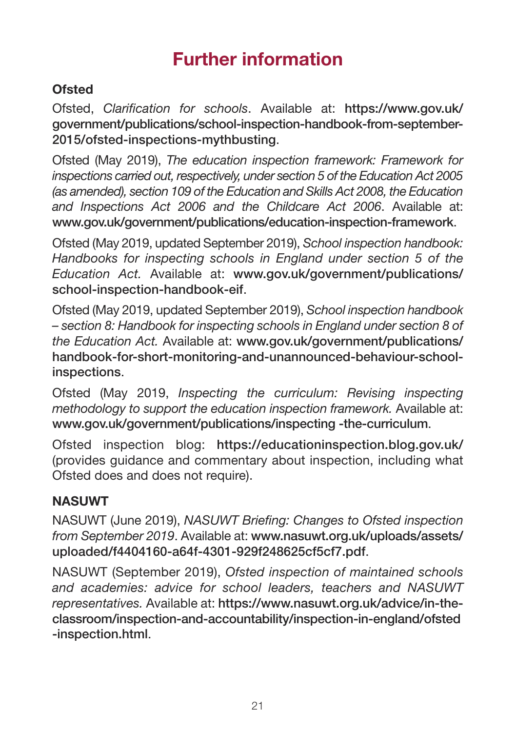# Further information

## Ofsted

Ofsted, *Clarification for schools*. Available at: **https://www.gov.uk/government/publications/school-inspection-handbook-from-september-2015/ofsted-inspections-mythbusting**.

Ofsted (May 2019), *The education inspection framework: Framework for inspections carried out, respectively, under section 5 of the Education Act 2005 (as amended), section 109 of the Education and Skills Act 2008, the Education and Inspections Act 2006 and the Childcare Act 2006*. Available at: **www.gov.uk/government/publications/education-inspection-framework**.

Ofsted (May 2019, updated September 2019), *School inspection handbook: Handbooks for inspecting schools in England under section 5 of the Education Act.* Available at: **www.gov.uk/government/publications/school-inspection-handbook-eif**.

Ofsted (May 2019, updated September 2019), *School inspection handbook – section 8: Handbook for inspecting schools in England under section 8 of the Education Act.* Available at: **www.gov.uk/government/publications/handbook-for-short-monitoring-and-unannounced-behaviour-school-inspections**.

Ofsted (May 2019, *Inspecting the curriculum: Revising inspecting methodology to support the education inspection framework.* Available at: **www.gov.uk/government/publications/inspecting -the-curriculum**.

Ofsted inspection blog: **https://educationinspection.blog.gov.uk/** (provides guidance and commentary about inspection, including what Ofsted does and does not require).

## NASUWT

NASUWT (June 2019), *NASUWT Briefing: Changes to Ofsted inspection from September 2019*. Available at: **www.nasuwt.org.uk/uploads/assets/uploaded/f4404160-a64f-4301-929f248625cf5cf7.pdf**.

NASUWT (September 2019), *Ofsted inspection of maintained schools and academies: advice for school leaders, teachers and NASUWT representatives.* Available at: **https://www.nasuwt.org.uk/advice/in-the-classroom/inspection-and-accountability/inspection-in-england/ofsted-inspection.html**.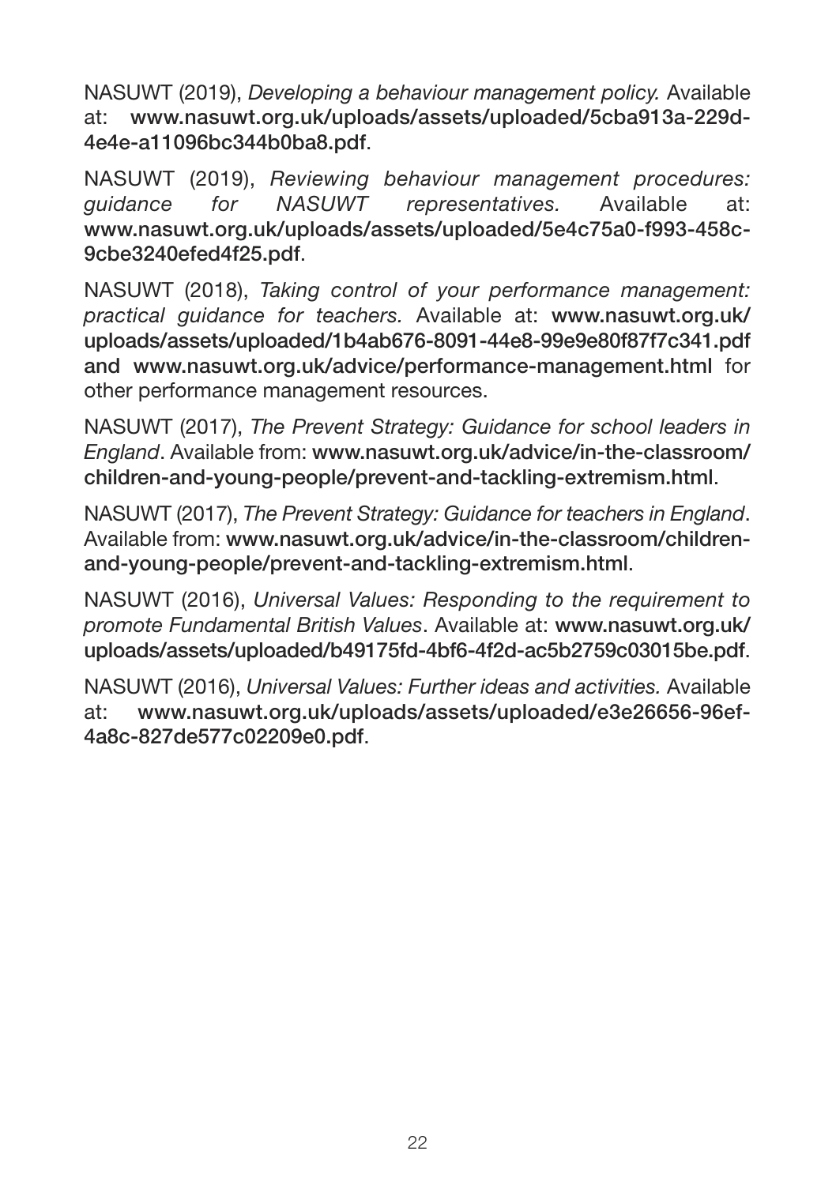NASUWT (2019), *Developing a behaviour management policy.* Available at: **www.nasuwt.org.uk/uploads/assets/uploaded/5cba913a-229d-4e4e-a11096bc344b0ba8.pdf**.

NASUWT (2019), *Reviewing behaviour management procedures: guidance for NASUWT representatives.* Available at: **www.nasuwt.org.uk/uploads/assets/uploaded/5e4c75a0-f993-458c-9cbe3240efed4f25.pdf**.

NASUWT (2018), *Taking control of your performance management: practical guidance for teachers.* Available at: **www.nasuwt.org.uk/uploads/assets/uploaded/1b4ab676-8091-44e8-99e9e80f87f7c341.pdf and www.nasuwt.org.uk/advice/performance-management.html** for other performance management resources.

NASUWT (2017), *The Prevent Strategy: Guidance for school leaders in England*. Available from: **www.nasuwt.org.uk/advice/in-the-classroom/children-and-young-people/prevent-and-tackling-extremism.html**.

NASUWT (2017), *The Prevent Strategy: Guidance for teachers in England*. Available from: **www.nasuwt.org.uk/advice/in-the-classroom/children-and-young-people/prevent-and-tackling-extremism.html**.

NASUWT (2016), *Universal Values: Responding to the requirement to promote Fundamental British Values*. Available at: **www.nasuwt.org.uk/uploads/assets/uploaded/b49175fd-4bf6-4f2d-ac5b2759c03015be.pdf**.

NASUWT (2016), *Universal Values: Further ideas and activities.* Available at: **www.nasuwt.org.uk/uploads/assets/uploaded/e3e26656-96ef-4a8c-827de577c02209e0.pdf**.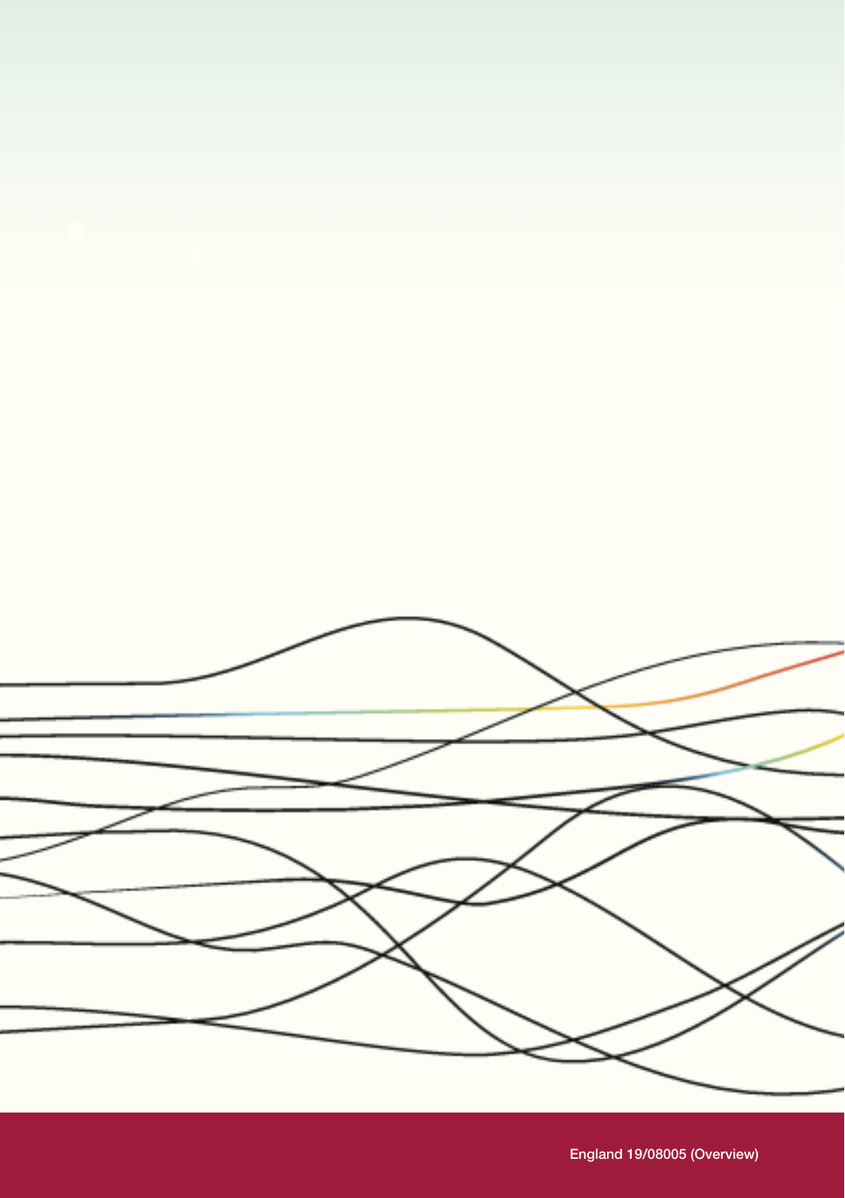England 19/08005 (Overview)